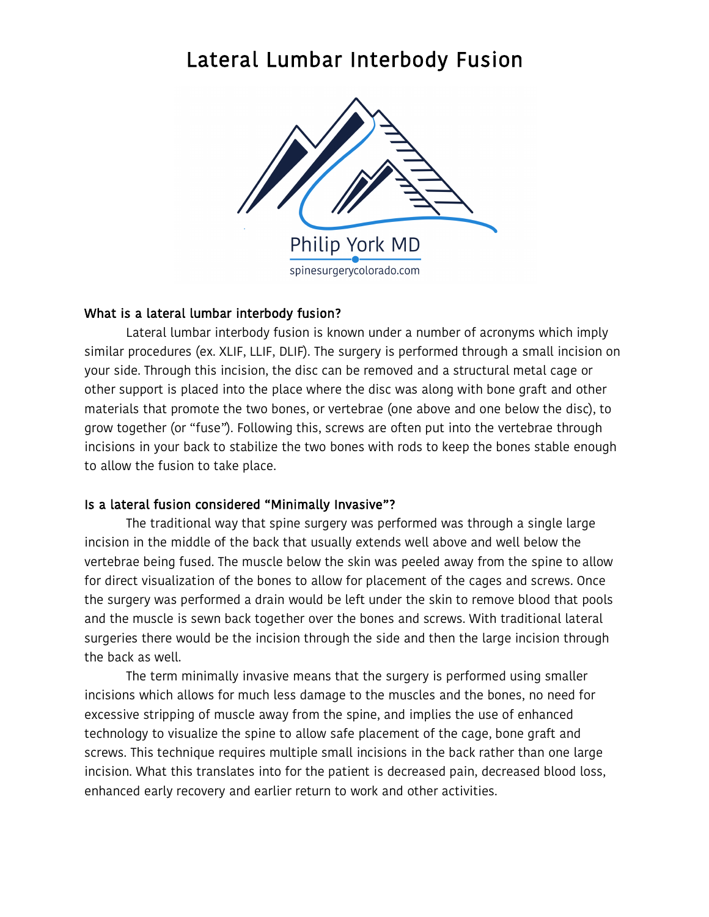# Lateral Lumbar Interbody Fusion

Philip York MD

spinesurgerycolorado.com

## What is a lateral lumbar interbody fusion?

Lateral lumbar interbody fusion is known under a number of acronyms which imply similar procedures (ex. XLIF, LLIF, DLIF). The surgery is performed through a small incision on your side. Through this incision, the disc can be removed and a structural metal cage or other support is placed into the place where the disc was along with bone graft and other materials that promote the two bones, or vertebrae (one above and one below the disc), to grow together (or "fuse"). Following this, screws are often put into the vertebrae through incisions in your back to stabilize the two bones with rods to keep the bones stable enough to allow the fusion to take place.

## Is a lateral fusion considered "Minimally Invasive"?

The traditional way that spine surgery was performed was through a single large incision in the middle of the back that usually extends well above and well below the vertebrae being fused. The muscle below the skin was peeled away from the spine to allow for direct visualization of the bones to allow for placement of the cages and screws. Once the surgery was performed a drain would be left under the skin to remove blood that pools and the muscle is sewn back together over the bones and screws. With traditional lateral surgeries there would be the incision through the side and then the large incision through the back as well.

The term minimally invasive means that the surgery is performed using smaller incisions which allows for much less damage to the muscles and the bones, no need for excessive stripping of muscle away from the spine, and implies the use of enhanced technology to visualize the spine to allow safe placement of the cage, bone graft and screws. This technique requires multiple small incisions in the back rather than one large incision. What this translates into for the patient is decreased pain, decreased blood loss, enhanced early recovery and earlier return to work and other activities.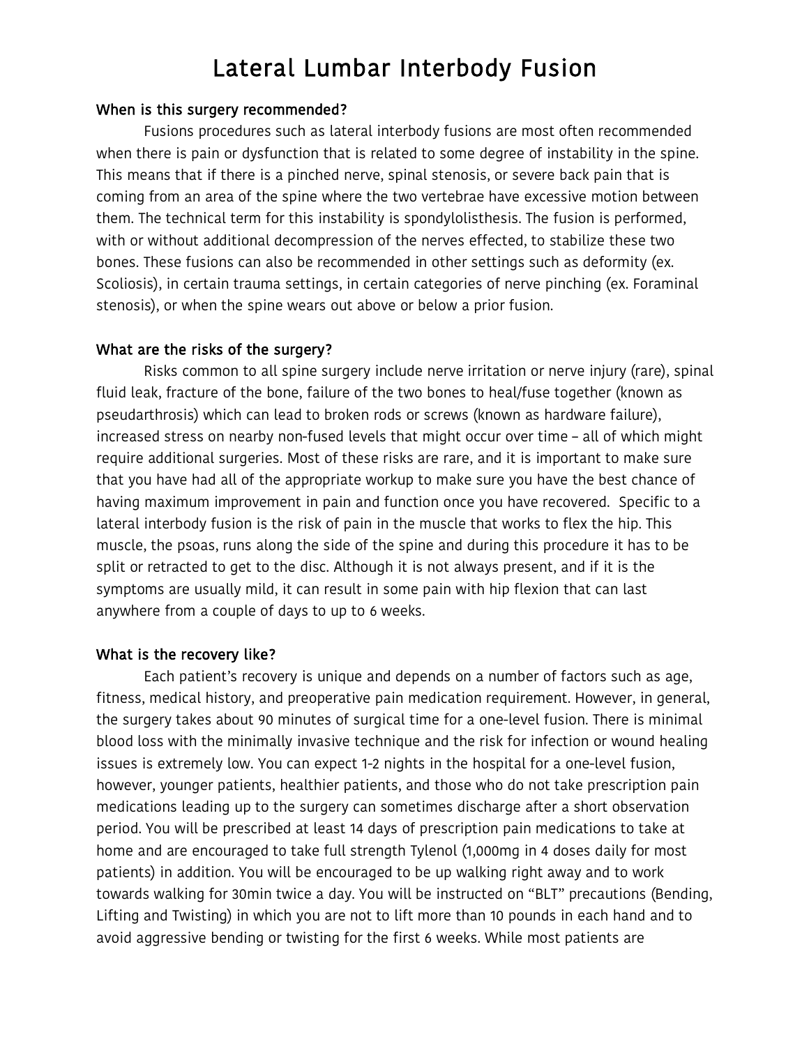# Lateral Lumbar Interbody Fusion

**When is this surgery recommended?**

Fusions procedures such as lateral interbody fusions are most often recommended when there is pain or dysfunction that is related to some degree of instability in the spine. This means that if there is a pinched nerve, spinal stenosis, or severe back pain that is coming from an area of the spine where the two vertebrae have excessive motion between them. The technical term for this instability is spondylolisthesis. The fusion is performed, with or without additional decompression of the nerves effected, to stabilize these two bones. These fusions can also be recommended in other settings such as deformity (ex. Scoliosis), in certain trauma settings, in certain categories of nerve pinching (ex. Foraminal stenosis), or when the spine wears out above or below a prior fusion.

**What are the risks of the surgery?**

Risks common to all spine surgery include nerve irritation or nerve injury (rare), spinal fluid leak, fracture of the bone, failure of the two bones to heal/fuse together (known as pseudarthrosis) which can lead to broken rods or screws (known as hardware failure), increased stress on nearby non-fused levels that might occur over time – all of which might require additional surgeries. Most of these risks are rare, and it is important to make sure that you have had all of the appropriate workup to make sure you have the best chance of having maximum improvement in pain and function once you have recovered. Specific to a lateral interbody fusion is the risk of pain in the muscle that works to flex the hip. This muscle, the psoas, runs along the side of the spine and during this procedure it has to be split or retracted to get to the disc. Although it is not always present, and if it is the symptoms are usually mild, it can result in some pain with hip flexion that can last anywhere from a couple of days to up to 6 weeks.

**What is the recovery like?**

Each patient's recovery is unique and depends on a number of factors such as age, fitness, medical history, and preoperative pain medication requirement. However, in general, the surgery takes about 90 minutes of surgical time for a one-level fusion. There is minimal blood loss with the minimally invasive technique and the risk for infection or wound healing issues is extremely low. You can expect 1-2 nights in the hospital for a one-level fusion, however, younger patients, healthier patients, and those who do not take prescription pain medications leading up to the surgery can sometimes discharge after a short observation period. You will be prescribed at least 14 days of prescription pain medications to take at home and are encouraged to take full strength Tylenol (1,000mg in 4 doses daily for most patients) in addition. You will be encouraged to be up walking right away and to work towards walking for 30min twice a day. You will be instructed on "BLT" precautions (Bending, Lifting and Twisting) in which you are not to lift more than 10 pounds in each hand and to avoid aggressive bending or twisting for the first 6 weeks. While most patients are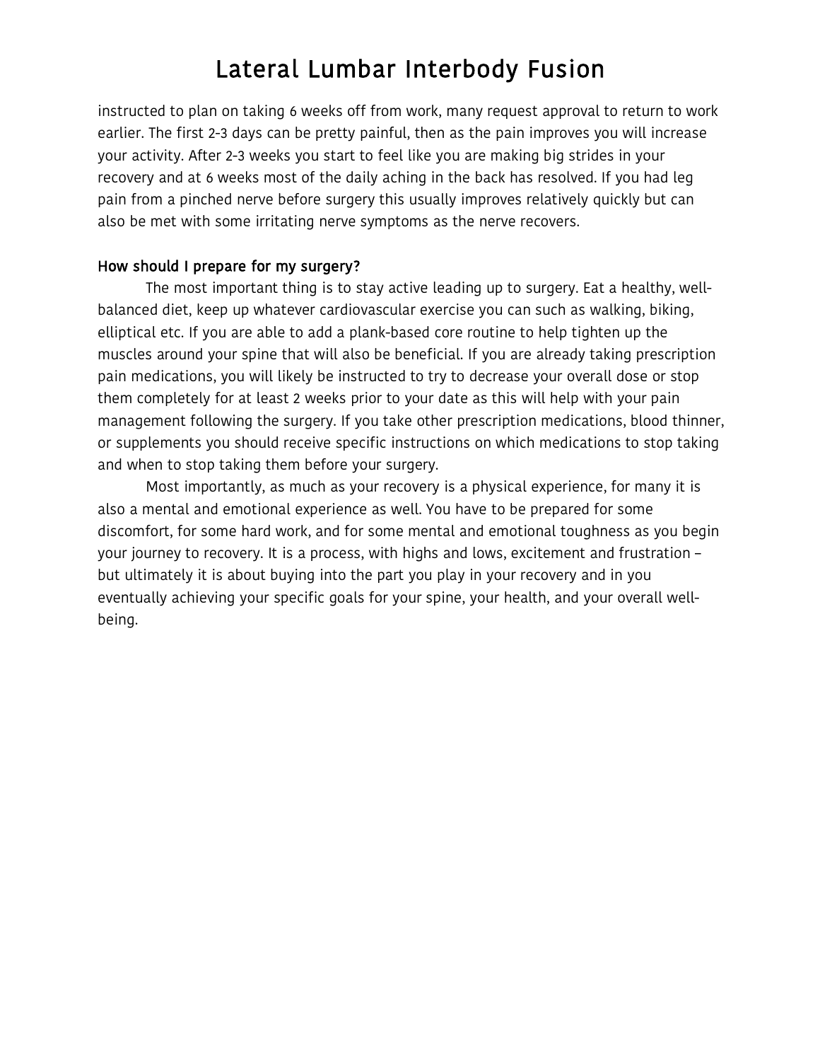instructed to plan on taking 6 weeks off from work, many request approval to return to work earlier. The first 2-3 days can be pretty painful, then as the pain improves you will increase your activity. After 2-3 weeks you start to feel like you are making big strides in your recovery and at 6 weeks most of the daily aching in the back has resolved. If you had leg pain from a pinched nerve before surgery this usually improves relatively quickly but can also be met with some irritating nerve symptoms as the nerve recovers.

### How should I prepare for my surgery?

The most important thing is to stay active leading up to surgery. Eat a healthy, well-balanced diet, keep up whatever cardiovascular exercise you can such as walking, biking, elliptical etc. If you are able to add a plank-based core routine to help tighten up the muscles around your spine that will also be beneficial. If you are already taking prescription pain medications, you will likely be instructed to try to decrease your overall dose or stop them completely for at least 2 weeks prior to your date as this will help with your pain management following the surgery. If you take other prescription medications, blood thinner, or supplements you should receive specific instructions on which medications to stop taking and when to stop taking them before your surgery.

Most importantly, as much as your recovery is a physical experience, for many it is also a mental and emotional experience as well. You have to be prepared for some discomfort, for some hard work, and for some mental and emotional toughness as you begin your journey to recovery. It is a process, with highs and lows, excitement and frustration – but ultimately it is about buying into the part you play in your recovery and in you eventually achieving your specific goals for your spine, your health, and your overall well-being.